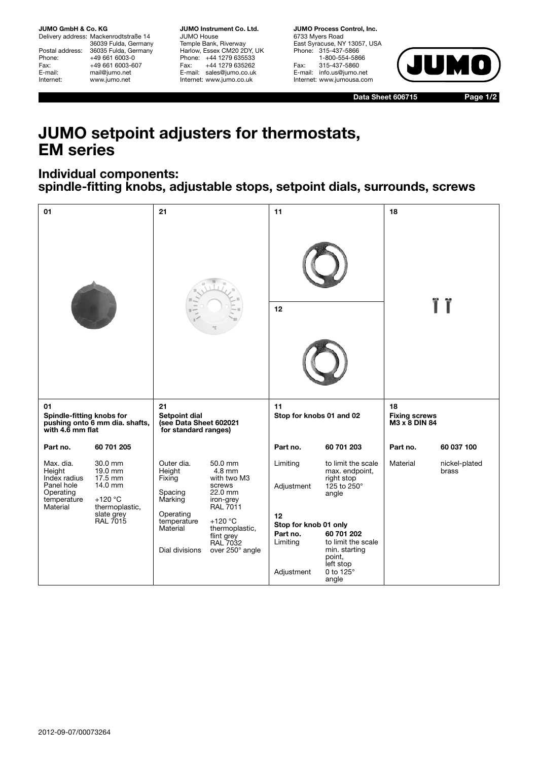**JUMO GmbH & Co. KG**
Delivery address: Mackenrodtstraße 14
36039 Fulda, Germany
Postal address: 36035 Fulda, Germany
Phone: +49 661 6003-0
Fax: +49 661 6003-607
E-mail: mail@jumo.net
Internet: www.jumo.net

**JUMO Instrument Co. Ltd.**
JUMO House
Temple Bank, Riverway
Harlow, Essex CM20 2DY, UK
Phone: +44 1279 635533
Fax: +44 1279 635262
E-mail: sales@jumo.co.uk
Internet: www.jumo.co.uk

**JUMO Process Control, Inc.**
6733 Myers Road
East Syracuse, NY 13057, USA
Phone: 315-437-5866
1-800-554-5866
Fax: 315-437-5860
E-mail: info.us@jumo.net
Internet: www.jumousa.com

**Data Sheet 606715**

# JUMO setpoint adjusters for thermostats, EM series

## Individual components: spindle-fitting knobs, adjustable stops, setpoint dials, surrounds, screws

### 01 Spindle-fitting knobs for pushing onto 6 mm dia. shafts, with 4.6 mm flat

| Part no. | 60 701 205 |
|---|---|
| Max. dia. | 30.0 mm |
| Height | 19.0 mm |
| Index radius | 17.5 mm |
| Panel hole | 14.0 mm |
| Operating temperature | +120 °C |
| Material | thermoplastic, slate grey RAL 7015 |

### 21 Setpoint dial (see Data Sheet 602021 for standard ranges)

| | |
|---|---|
| Outer dia. | 50.0 mm |
| Height | 4.8 mm |
| Fixing | with two M3 screws |
| Spacing | 22.0 mm |
| Marking | iron-grey RAL 7011 |
| Operating temperature | +120 °C |
| Material | thermoplastic, flint grey RAL 7032 |
| Dial divisions | over 250° angle |

### 11 Stop for knobs 01 and 02

| Part no. | 60 701 203 |
|---|---|
| Limiting | to limit the scale max. endpoint, right stop |
| Adjustment | 125 to 250° angle |

### 12 Stop for knob 01 only

| Part no. | 60 701 202 |
|---|---|
| Limiting | to limit the scale min. starting point, left stop |
| Adjustment | 0 to 125° angle |

### 18 Fixing screws M3 x 8 DIN 84

| Part no. | 60 037 100 |
|---|---|
| Material | nickel-plated brass |

2012-09-07/00073264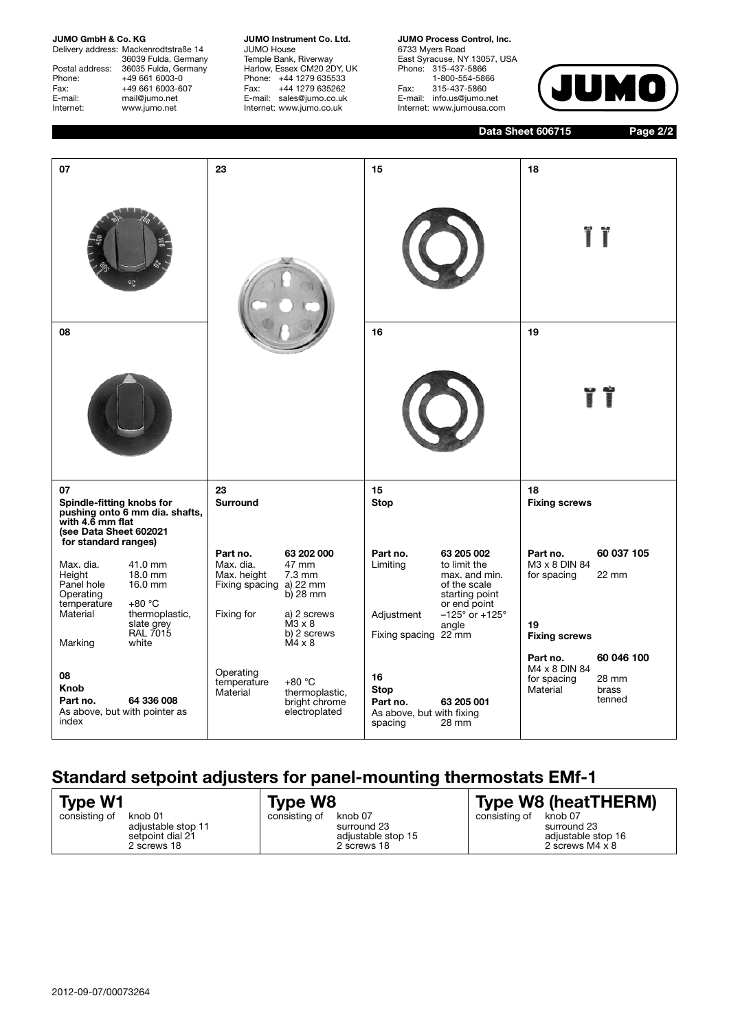| 07 | 23 | 15 | 18 |
|---|---|---|---|
| 08 | | 16 | 19 |

**07**
**Spindle-fitting knobs for pushing onto 6 mm dia. shafts, with 4.6 mm flat (see Data Sheet 602021 for standard ranges)**

| | |
|---|---|
| Max. dia. | 41.0 mm |
| Height | 18.0 mm |
| Panel hole | 16.0 mm |
| Operating temperature | +80 °C |
| Material | thermoplastic, slate grey RAL 7015 |
| Marking | white |

**08**
**Knob**
**Part no.** **64 336 008**
As above, but with pointer as index

**23**
**Surround**

| | |
|---|---|
| **Part no.** | **63 202 000** |
| Max. dia. | 47 mm |
| Max. height | 7.3 mm |
| Fixing spacing | a) 22 mm<br>b) 28 mm |
| Fixing for | a) 2 screws M3 x 8<br>b) 2 screws M4 x 8 |
| Operating temperature | +80 °C |
| Material | thermoplastic, bright chrome electroplated |

**15**
**Stop**

| | |
|---|---|
| **Part no.** | **63 205 002** |
| Limiting | to limit the max. and min. of the scale starting point or end point |
| Adjustment | –125° or +125° angle |
| Fixing spacing | 22 mm |

**16**
**Stop**
**Part no.** **63 205 001**
As above, but with fixing spacing 28 mm

**18**
**Fixing screws**

| | |
|---|---|
| **Part no.** | **60 037 105** |
| M3 x 8 DIN 84 for spacing | 22 mm |

**19**
**Fixing screws**

| | |
|---|---|
| **Part no.** | **60 046 100** |
| M4 x 8 DIN 84 for spacing | 28 mm |
| Material | brass tenned |

## Standard setpoint adjusters for panel-mounting thermostats EMf-1

| Type W1 | Type W8 | Type W8 (heatTHERM) |
|---|---|---|
| consisting of knob 01<br>adjustable stop 11<br>setpoint dial 21<br>2 screws 18 | consisting of knob 07<br>surround 23<br>adjustable stop 15<br>2 screws 18 | consisting of knob 07<br>surround 23<br>adjustable stop 16<br>2 screws M4 x 8 |

2012-09-07/00073264